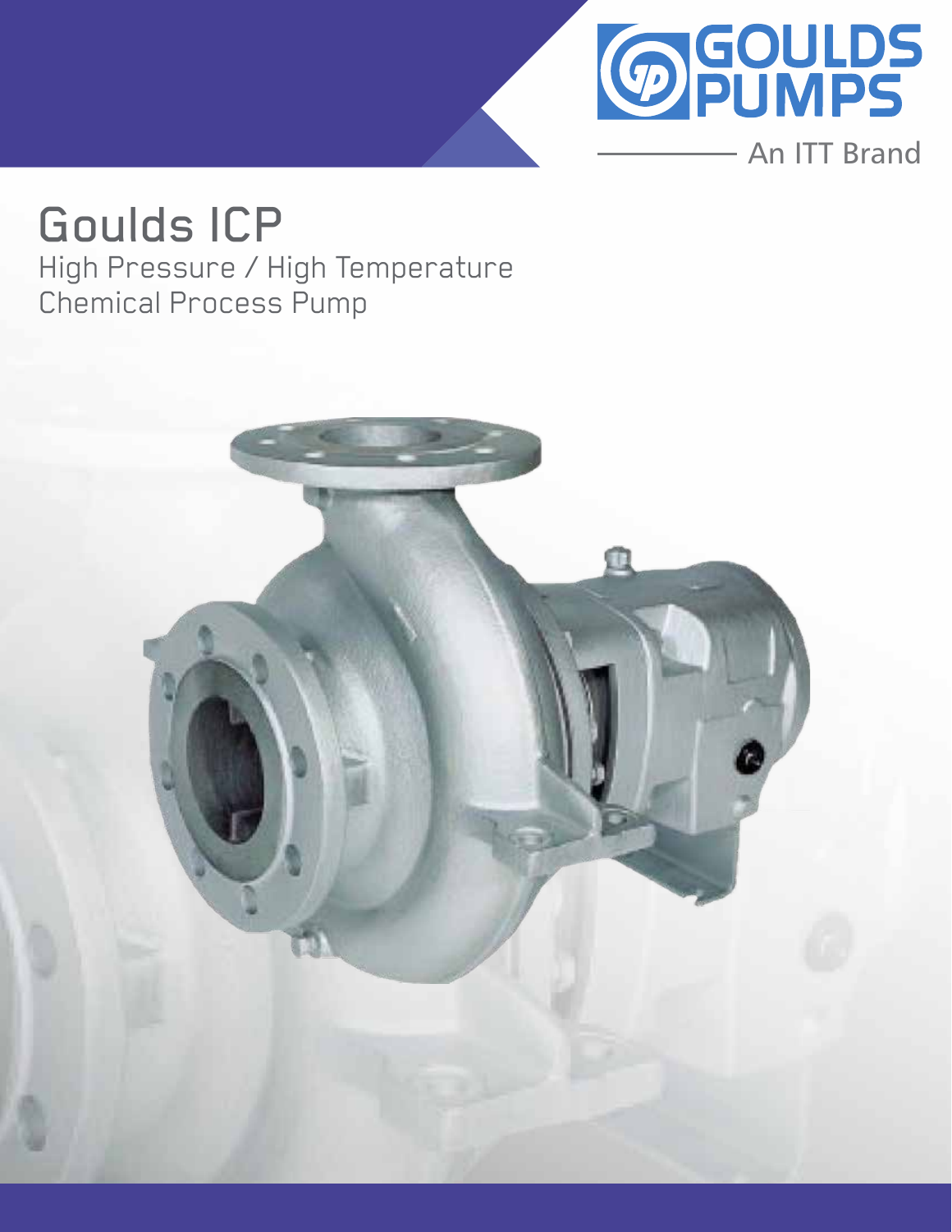GOULDS PUMPS

An ITT Brand

# Goulds ICP

## High Pressure / High Temperature Chemical Process Pump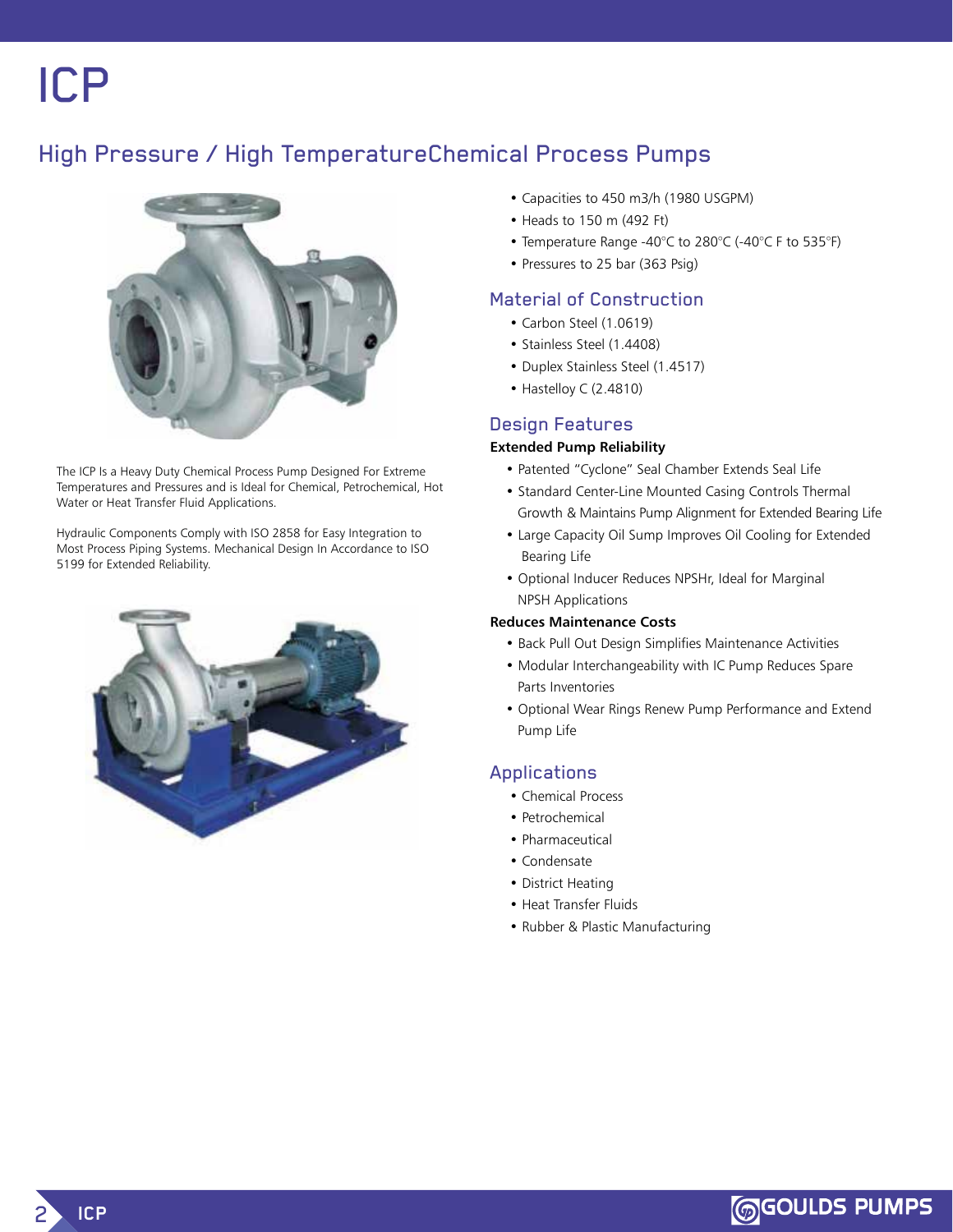# ICP

## High Pressure / High TemperatureChemical Process Pumps

The ICP Is a Heavy Duty Chemical Process Pump Designed For Extreme Temperatures and Pressures and is Ideal for Chemical, Petrochemical, Hot Water or Heat Transfer Fluid Applications.

Hydraulic Components Comply with ISO 2858 for Easy Integration to Most Process Piping Systems. Mechanical Design In Accordance to ISO 5199 for Extended Reliability.

- Capacities to 450 m3/h (1980 USGPM)
- Heads to 150 m (492 Ft)
- Temperature Range -40°C to 280°C (-40°C F to 535°F)
- Pressures to 25 bar (363 Psig)

### Material of Construction

- Carbon Steel (1.0619)
- Stainless Steel (1.4408)
- Duplex Stainless Steel (1.4517)
- Hastelloy C (2.4810)

### Design Features

**Extended Pump Reliability**

- Patented "Cyclone" Seal Chamber Extends Seal Life
- Standard Center-Line Mounted Casing Controls Thermal Growth & Maintains Pump Alignment for Extended Bearing Life
- Large Capacity Oil Sump Improves Oil Cooling for Extended Bearing Life
- Optional Inducer Reduces NPSHr, Ideal for Marginal NPSH Applications

**Reduces Maintenance Costs**

- Back Pull Out Design Simplifies Maintenance Activities
- Modular Interchangeability with IC Pump Reduces Spare Parts Inventories
- Optional Wear Rings Renew Pump Performance and Extend Pump Life

### Applications

- Chemical Process
- Petrochemical
- Pharmaceutical
- Condensate
- District Heating
- Heat Transfer Fluids
- Rubber & Plastic Manufacturing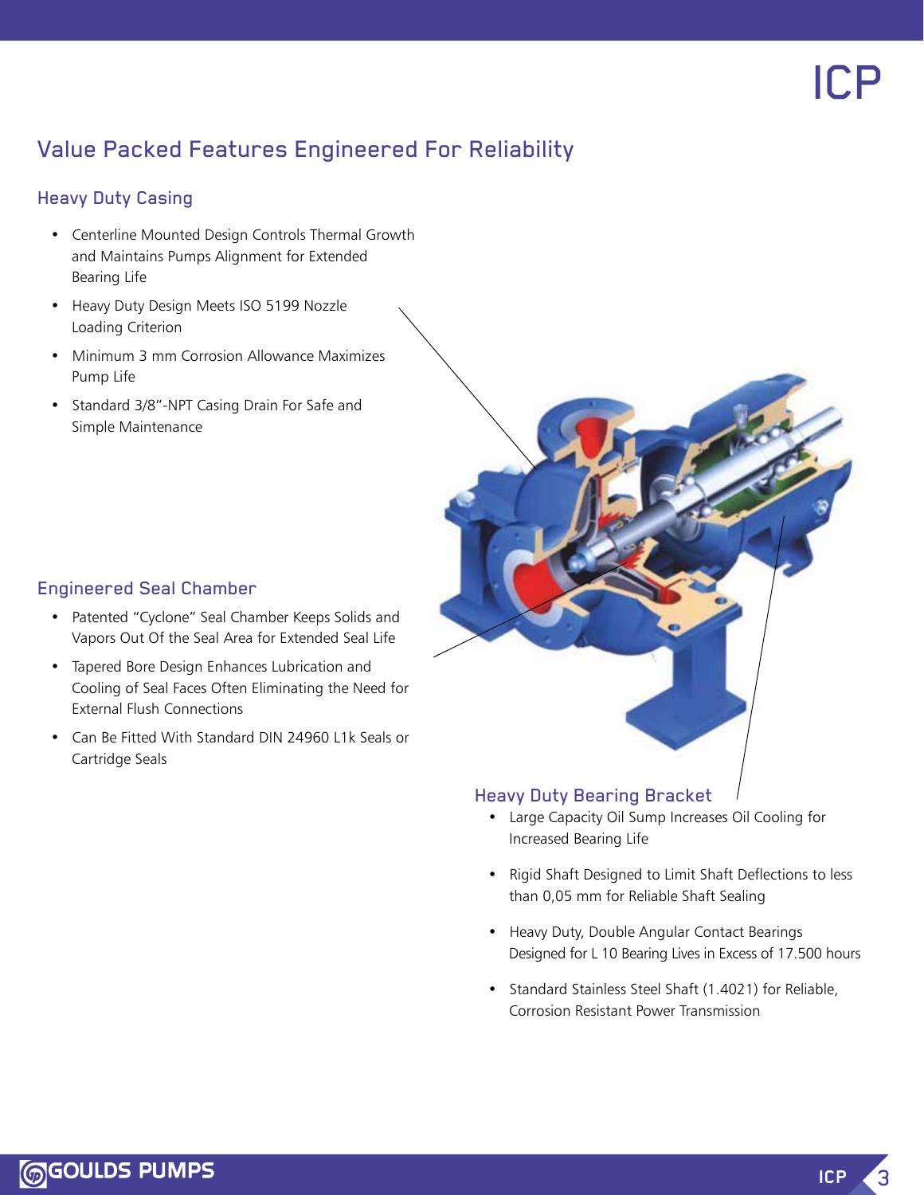## Value Packed Features Engineered For Reliability

### Heavy Duty Casing

- Centerline Mounted Design Controls Thermal Growth and Maintains Pumps Alignment for Extended Bearing Life
- Heavy Duty Design Meets ISO 5199 Nozzle Loading Criterion
- Minimum 3 mm Corrosion Allowance Maximizes Pump Life
- Standard 3/8"-NPT Casing Drain For Safe and Simple Maintenance

### Engineered Seal Chamber

- Patented "Cyclone" Seal Chamber Keeps Solids and Vapors Out Of the Seal Area for Extended Seal Life
- Tapered Bore Design Enhances Lubrication and Cooling of Seal Faces Often Eliminating the Need for External Flush Connections
- Can Be Fitted With Standard DIN 24960 L1k Seals or Cartridge Seals

### Heavy Duty Bearing Bracket

- Large Capacity Oil Sump Increases Oil Cooling for Increased Bearing Life
- Rigid Shaft Designed to Limit Shaft Deflections to less than 0,05 mm for Reliable Shaft Sealing
- Heavy Duty, Double Angular Contact Bearings Designed for L 10 Bearing Lives in Excess of 17.500 hours
- Standard Stainless Steel Shaft (1.4021) for Reliable, Corrosion Resistant Power Transmission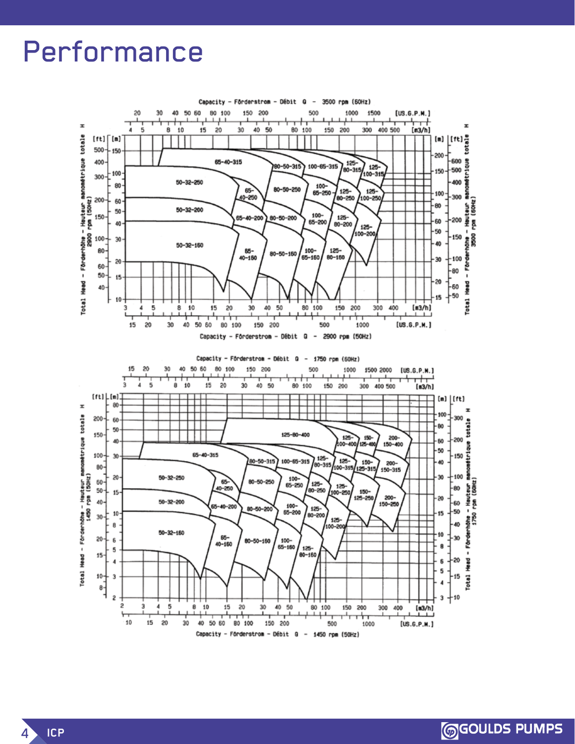# Performance

Capacity – Förderstrom – Débit Q – 3500 rpm (60Hz)

Total Head – Förderhöhe – Hauteur manométrique totale H 2900 rpm (50Hz)

Total Head – Förderhöhe – Hauteur manométrique totale H 3500 rpm (60Hz)

Capacity – Förderstrom – Débit Q – 2900 rpm (50Hz)

Capacity – Förderstrom – Débit Q – 1750 rpm (60Hz)

Total Head – Förderhöhe – Hauteur manométrique totale H 1450 rpm (50Hz)

Total Head – Förderhöhe – Hauteur manométrique totale H 1750 rpm (60Hz)

Capacity – Förderstrom – Débit Q – 1450 rpm (50Hz)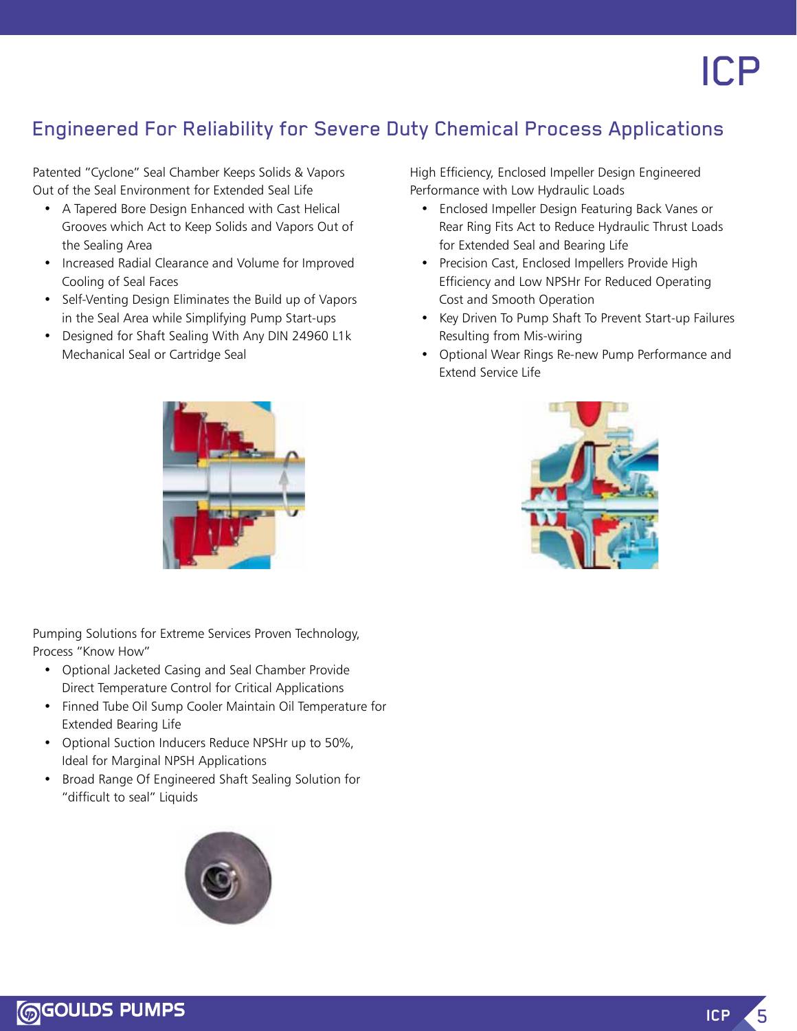## Engineered For Reliability for Severe Duty Chemical Process Applications

Patented "Cyclone" Seal Chamber Keeps Solids & Vapors Out of the Seal Environment for Extended Seal Life

- A Tapered Bore Design Enhanced with Cast Helical Grooves which Act to Keep Solids and Vapors Out of the Sealing Area
- Increased Radial Clearance and Volume for Improved Cooling of Seal Faces
- Self-Venting Design Eliminates the Build up of Vapors in the Seal Area while Simplifying Pump Start-ups
- Designed for Shaft Sealing With Any DIN 24960 L1k Mechanical Seal or Cartridge Seal

High Efficiency, Enclosed Impeller Design Engineered Performance with Low Hydraulic Loads

- Enclosed Impeller Design Featuring Back Vanes or Rear Ring Fits Act to Reduce Hydraulic Thrust Loads for Extended Seal and Bearing Life
- Precision Cast, Enclosed Impellers Provide High Efficiency and Low NPSHr For Reduced Operating Cost and Smooth Operation
- Key Driven To Pump Shaft To Prevent Start-up Failures Resulting from Mis-wiring
- Optional Wear Rings Re-new Pump Performance and Extend Service Life

Pumping Solutions for Extreme Services Proven Technology, Process "Know How"

- Optional Jacketed Casing and Seal Chamber Provide Direct Temperature Control for Critical Applications
- Finned Tube Oil Sump Cooler Maintain Oil Temperature for Extended Bearing Life
- Optional Suction Inducers Reduce NPSHr up to 50%, Ideal for Marginal NPSH Applications
- Broad Range Of Engineered Shaft Sealing Solution for "difficult to seal" Liquids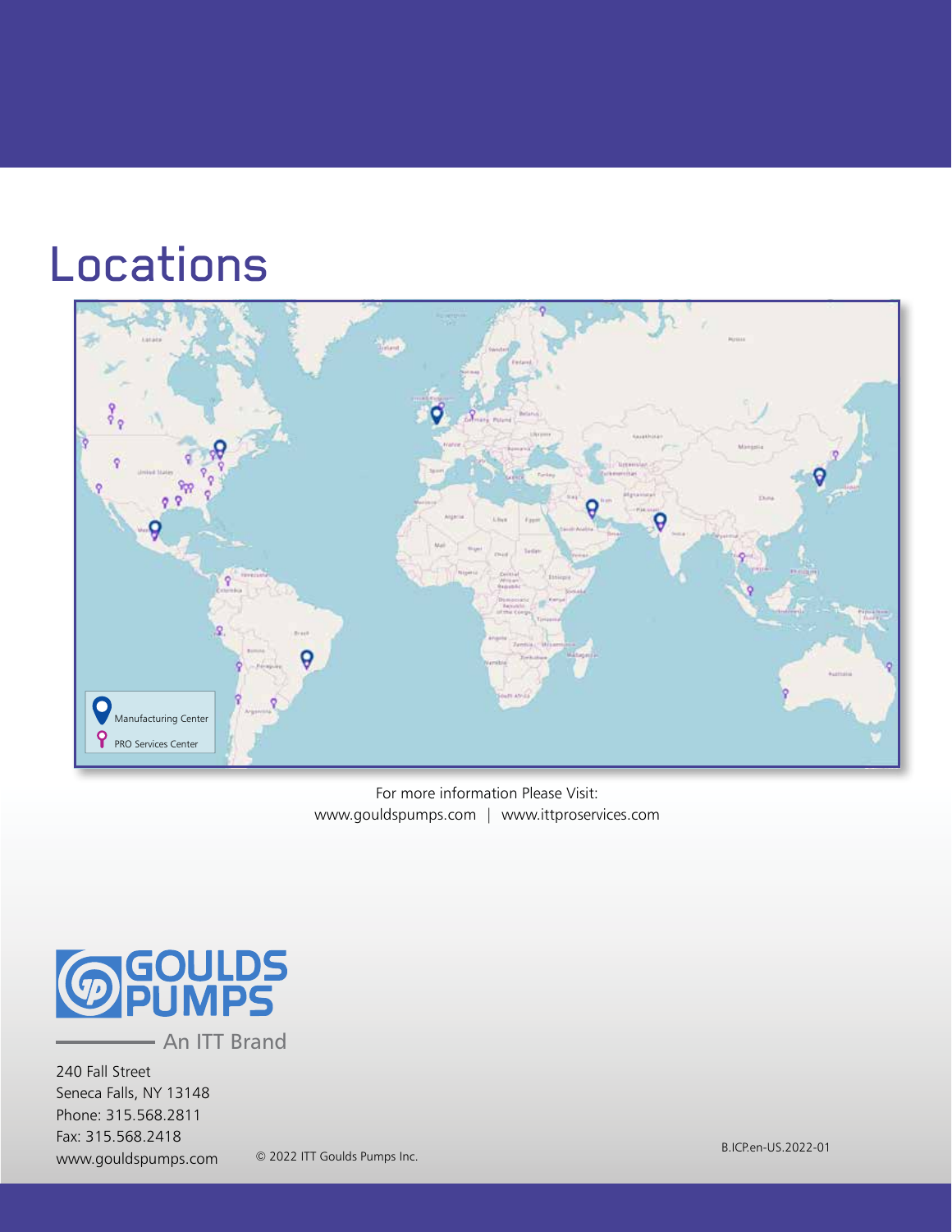# Locations

Manufacturing Center

PRO Services Center

For more information Please Visit:
www.gouldspumps.com | www.ittproservices.com

GOULDS PUMPS

An ITT Brand

240 Fall Street
Seneca Falls, NY 13148
Phone: 315.568.2811
Fax: 315.568.2418
www.gouldspumps.com

© 2022 ITT Goulds Pumps Inc.

B.ICP.en-US.2022-01